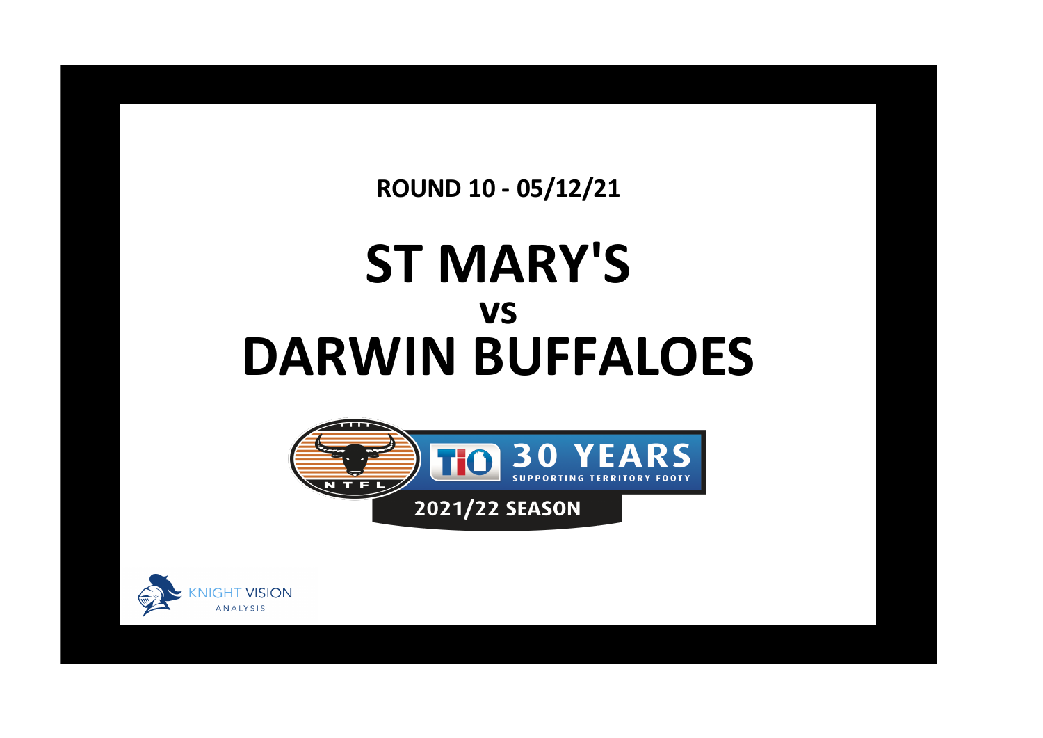**ROUND 10 - 05/12/21**

# ST MARY'S
## vs
# DARWIN BUFFALOES

NTFL

TIO 30 YEARS SUPPORTING TERRITORY FOOTY

2021/22 SEASON

KNIGHT VISION ANALYSIS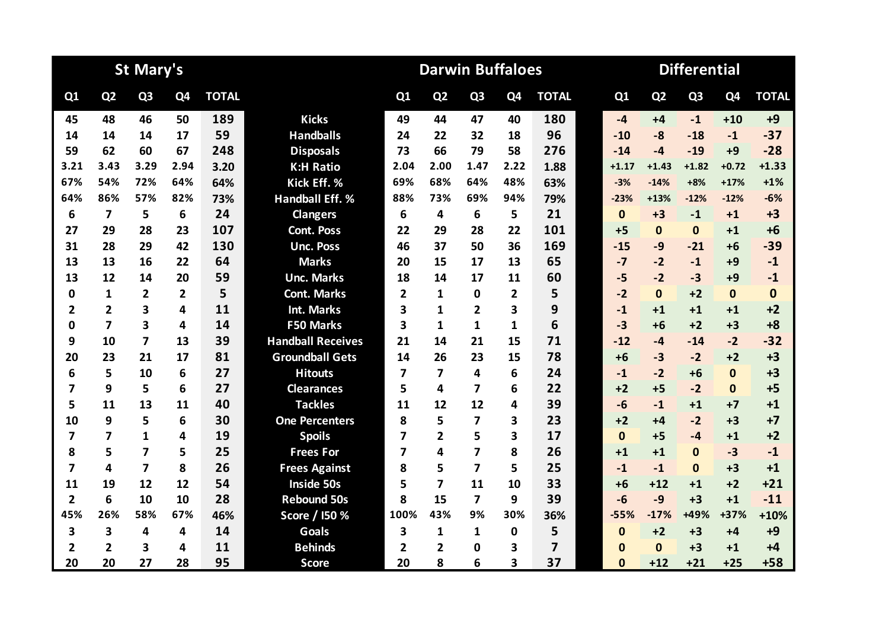| St Mary's | | | | | | Darwin Buffaloes | | | | | Differential | | | | |
|---|---|---|---|---|---|---|---|---|---|---|---|---|---|---|---|
| Q1 | Q2 | Q3 | Q4 | TOTAL | | Q1 | Q2 | Q3 | Q4 | TOTAL | Q1 | Q2 | Q3 | Q4 | TOTAL |
| 45 | 48 | 46 | 50 | 189 | Kicks | 49 | 44 | 47 | 40 | 180 | -4 | +4 | -1 | +10 | +9 |
| 14 | 14 | 14 | 17 | 59 | Handballs | 24 | 22 | 32 | 18 | 96 | -10 | -8 | -18 | -1 | -37 |
| 59 | 62 | 60 | 67 | 248 | Disposals | 73 | 66 | 79 | 58 | 276 | -14 | -4 | -19 | +9 | -28 |
| 3.21 | 3.43 | 3.29 | 2.94 | 3.20 | K:H Ratio | 2.04 | 2.00 | 1.47 | 2.22 | 1.88 | +1.17 | +1.43 | +1.82 | +0.72 | +1.33 |
| 67% | 54% | 72% | 64% | 64% | Kick Eff. % | 69% | 68% | 64% | 48% | 63% | -3% | -14% | +8% | +17% | +1% |
| 64% | 86% | 57% | 82% | 73% | Handball Eff. % | 88% | 73% | 69% | 94% | 79% | -23% | +13% | -12% | -12% | -6% |
| 6 | 7 | 5 | 6 | 24 | Clangers | 6 | 4 | 6 | 5 | 21 | 0 | +3 | -1 | +1 | +3 |
| 27 | 29 | 28 | 23 | 107 | Cont. Poss | 22 | 29 | 28 | 22 | 101 | +5 | 0 | 0 | +1 | +6 |
| 31 | 28 | 29 | 42 | 130 | Unc. Poss | 46 | 37 | 50 | 36 | 169 | -15 | -9 | -21 | +6 | -39 |
| 13 | 13 | 16 | 22 | 64 | Marks | 20 | 15 | 17 | 13 | 65 | -7 | -2 | -1 | +9 | -1 |
| 13 | 12 | 14 | 20 | 59 | Unc. Marks | 18 | 14 | 17 | 11 | 60 | -5 | -2 | -3 | +9 | -1 |
| 0 | 1 | 2 | 2 | 5 | Cont. Marks | 2 | 1 | 0 | 2 | 5 | -2 | 0 | +2 | 0 | 0 |
| 2 | 2 | 3 | 4 | 11 | Int. Marks | 3 | 1 | 2 | 3 | 9 | -1 | +1 | +1 | +1 | +2 |
| 0 | 7 | 3 | 4 | 14 | F50 Marks | 3 | 1 | 1 | 1 | 6 | -3 | +6 | +2 | +3 | +8 |
| 9 | 10 | 7 | 13 | 39 | Handball Receives | 21 | 14 | 21 | 15 | 71 | -12 | -4 | -14 | -2 | -32 |
| 20 | 23 | 21 | 17 | 81 | Groundball Gets | 14 | 26 | 23 | 15 | 78 | +6 | -3 | -2 | +2 | +3 |
| 6 | 5 | 10 | 6 | 27 | Hitouts | 7 | 7 | 4 | 6 | 24 | -1 | -2 | +6 | 0 | +3 |
| 7 | 9 | 5 | 6 | 27 | Clearances | 5 | 4 | 7 | 6 | 22 | +2 | +5 | -2 | 0 | +5 |
| 5 | 11 | 13 | 11 | 40 | Tackles | 11 | 12 | 12 | 4 | 39 | -6 | -1 | +1 | +7 | +1 |
| 10 | 9 | 5 | 6 | 30 | One Percenters | 8 | 5 | 7 | 3 | 23 | +2 | +4 | -2 | +3 | +7 |
| 7 | 7 | 1 | 4 | 19 | Spoils | 7 | 2 | 5 | 3 | 17 | 0 | +5 | -4 | +1 | +2 |
| 8 | 5 | 7 | 5 | 25 | Frees For | 7 | 4 | 7 | 8 | 26 | +1 | +1 | 0 | -3 | -1 |
| 7 | 4 | 7 | 8 | 26 | Frees Against | 8 | 5 | 7 | 5 | 25 | -1 | -1 | 0 | +3 | +1 |
| 11 | 19 | 12 | 12 | 54 | Inside 50s | 5 | 7 | 11 | 10 | 33 | +6 | +12 | +1 | +2 | +21 |
| 2 | 6 | 10 | 10 | 28 | Rebound 50s | 8 | 15 | 7 | 9 | 39 | -6 | -9 | +3 | +1 | -11 |
| 45% | 26% | 58% | 67% | 46% | Score / I50 % | 100% | 43% | 9% | 30% | 36% | -55% | -17% | +49% | +37% | +10% |
| 3 | 3 | 4 | 4 | 14 | Goals | 3 | 1 | 1 | 0 | 5 | 0 | +2 | +3 | +4 | +9 |
| 2 | 2 | 3 | 4 | 11 | Behinds | 2 | 2 | 0 | 3 | 7 | 0 | 0 | +3 | +1 | +4 |
| 20 | 20 | 27 | 28 | 95 | Score | 20 | 8 | 6 | 3 | 37 | 0 | +12 | +21 | +25 | +58 |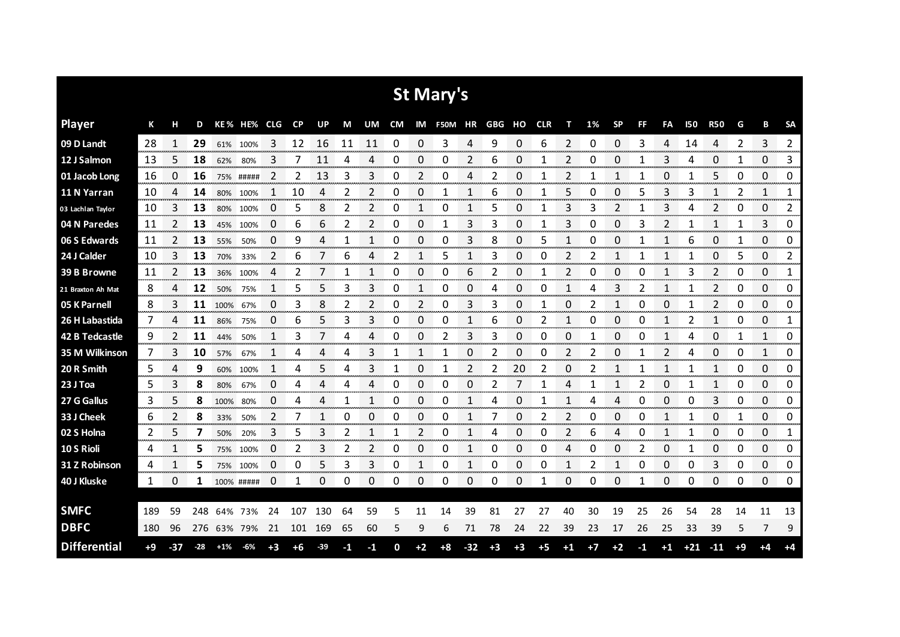# St Mary's

| Player | K | H | D | KE% | HE% | CLG | CP | UP | M | UM | CM | IM | F50M | HR | GBG | HO | CLR | T | 1% | SP | FF | FA | I50 | R50 | G | B | SA |
|---|---|---|---|---|---|---|---|---|---|---|---|---|---|---|---|---|---|---|---|---|---|---|---|---|---|---|---|
| 09 D Landt | 28 | 1 | 29 | 61% | 100% | 3 | 12 | 16 | 11 | 11 | 0 | 0 | 3 | 4 | 9 | 0 | 6 | 2 | 0 | 0 | 3 | 4 | 14 | 4 | 2 | 3 | 2 |
| 12 J Salmon | 13 | 5 | 18 | 62% | 80% | 3 | 7 | 11 | 4 | 4 | 0 | 0 | 0 | 2 | 6 | 0 | 1 | 2 | 0 | 0 | 1 | 3 | 4 | 0 | 1 | 0 | 3 |
| 01 Jacob Long | 16 | 0 | 16 | 75% | ##### | 2 | 2 | 13 | 3 | 3 | 0 | 2 | 0 | 4 | 2 | 0 | 1 | 2 | 1 | 1 | 1 | 0 | 1 | 5 | 0 | 0 | 0 |
| 11 N Yarran | 10 | 4 | 14 | 80% | 100% | 1 | 10 | 4 | 2 | 2 | 0 | 0 | 1 | 1 | 6 | 0 | 1 | 5 | 0 | 0 | 5 | 3 | 3 | 1 | 2 | 1 | 1 |
| 03 Lachlan Taylor | 10 | 3 | 13 | 80% | 100% | 0 | 5 | 8 | 2 | 2 | 0 | 1 | 0 | 1 | 5 | 0 | 1 | 3 | 3 | 2 | 1 | 3 | 4 | 2 | 0 | 0 | 2 |
| 04 N Paredes | 11 | 2 | 13 | 45% | 100% | 0 | 6 | 6 | 2 | 2 | 0 | 0 | 1 | 3 | 3 | 0 | 1 | 3 | 0 | 0 | 3 | 2 | 1 | 1 | 1 | 3 | 0 |
| 06 S Edwards | 11 | 2 | 13 | 55% | 50% | 0 | 9 | 4 | 1 | 1 | 0 | 0 | 0 | 3 | 8 | 0 | 5 | 1 | 0 | 0 | 1 | 1 | 6 | 0 | 1 | 0 | 0 |
| 24 J Calder | 10 | 3 | 13 | 70% | 33% | 2 | 6 | 7 | 6 | 4 | 2 | 1 | 5 | 1 | 3 | 0 | 0 | 2 | 2 | 1 | 1 | 1 | 1 | 0 | 5 | 0 | 2 |
| 39 B Browne | 11 | 2 | 13 | 36% | 100% | 4 | 2 | 7 | 1 | 1 | 0 | 0 | 0 | 6 | 2 | 0 | 1 | 2 | 0 | 0 | 0 | 1 | 3 | 2 | 0 | 0 | 1 |
| 21 Braxton Ah Mat | 8 | 4 | 12 | 50% | 75% | 1 | 5 | 5 | 3 | 3 | 0 | 1 | 0 | 0 | 4 | 0 | 0 | 1 | 4 | 3 | 2 | 1 | 1 | 2 | 0 | 0 | 0 |
| 05 K Parnell | 8 | 3 | 11 | 100% | 67% | 0 | 3 | 8 | 2 | 2 | 0 | 2 | 0 | 3 | 3 | 0 | 1 | 0 | 2 | 1 | 0 | 0 | 1 | 2 | 0 | 0 | 0 |
| 26 H Labastida | 7 | 4 | 11 | 86% | 75% | 0 | 6 | 5 | 3 | 3 | 0 | 0 | 0 | 1 | 6 | 0 | 2 | 1 | 0 | 0 | 0 | 1 | 2 | 1 | 0 | 0 | 1 |
| 42 B Tedcastle | 9 | 2 | 11 | 44% | 50% | 1 | 3 | 7 | 4 | 4 | 0 | 0 | 2 | 3 | 3 | 0 | 0 | 0 | 1 | 0 | 0 | 1 | 4 | 0 | 1 | 1 | 0 |
| 35 M Wilkinson | 7 | 3 | 10 | 57% | 67% | 1 | 4 | 4 | 4 | 3 | 1 | 1 | 1 | 0 | 2 | 0 | 0 | 2 | 2 | 0 | 1 | 2 | 4 | 0 | 0 | 1 | 0 |
| 20 R Smith | 5 | 4 | 9 | 60% | 100% | 1 | 4 | 5 | 4 | 3 | 1 | 0 | 1 | 2 | 2 | 20 | 2 | 0 | 2 | 1 | 1 | 1 | 1 | 1 | 0 | 0 | 0 |
| 23 J Toa | 5 | 3 | 8 | 80% | 67% | 0 | 4 | 4 | 4 | 4 | 0 | 0 | 0 | 0 | 2 | 7 | 1 | 4 | 1 | 1 | 2 | 0 | 1 | 1 | 0 | 0 | 0 |
| 27 G Gallus | 3 | 5 | 8 | 100% | 80% | 0 | 4 | 4 | 1 | 1 | 0 | 0 | 0 | 1 | 4 | 0 | 1 | 1 | 4 | 4 | 0 | 0 | 0 | 3 | 0 | 0 | 0 |
| 33 J Cheek | 6 | 2 | 8 | 33% | 50% | 2 | 7 | 1 | 0 | 0 | 0 | 0 | 0 | 1 | 7 | 0 | 2 | 2 | 0 | 0 | 0 | 1 | 1 | 0 | 1 | 0 | 0 |
| 02 S Holna | 2 | 5 | 7 | 50% | 20% | 3 | 5 | 3 | 2 | 1 | 1 | 2 | 0 | 1 | 4 | 0 | 0 | 2 | 6 | 4 | 0 | 1 | 1 | 0 | 0 | 0 | 1 |
| 10 S Rioli | 4 | 1 | 5 | 75% | 100% | 0 | 2 | 3 | 2 | 2 | 0 | 0 | 0 | 1 | 0 | 0 | 0 | 4 | 0 | 0 | 2 | 0 | 1 | 0 | 0 | 0 | 0 |
| 31 Z Robinson | 4 | 1 | 5 | 75% | 100% | 0 | 0 | 5 | 3 | 3 | 0 | 1 | 0 | 1 | 0 | 0 | 0 | 1 | 2 | 1 | 0 | 0 | 0 | 3 | 0 | 0 | 0 |
| 40 J Kluske | 1 | 0 | 1 | 100% | ##### | 0 | 1 | 0 | 0 | 0 | 0 | 0 | 0 | 0 | 0 | 0 | 1 | 0 | 0 | 0 | 1 | 0 | 0 | 0 | 0 | 0 | 0 |
| | | | | | | | | | | | | | | | | | | | | | | | | | | | |
| **SMFC** | 189 | 59 | 248 | 64% | 73% | 24 | 107 | 130 | 64 | 59 | 5 | 11 | 14 | 39 | 81 | 27 | 27 | 40 | 30 | 19 | 25 | 26 | 54 | 28 | 14 | 11 | 13 |
| **DBFC** | 180 | 96 | 276 | 63% | 79% | 21 | 101 | 169 | 65 | 60 | 5 | 9 | 6 | 71 | 78 | 24 | 22 | 39 | 23 | 17 | 26 | 25 | 33 | 39 | 5 | 7 | 9 |
| **Differential** | +9 | -37 | -28 | +1% | -6% | +3 | +6 | -39 | -1 | -1 | 0 | +2 | +8 | -32 | +3 | +3 | +5 | +1 | +7 | +2 | -1 | +1 | +21 | -11 | +9 | +4 | +4 |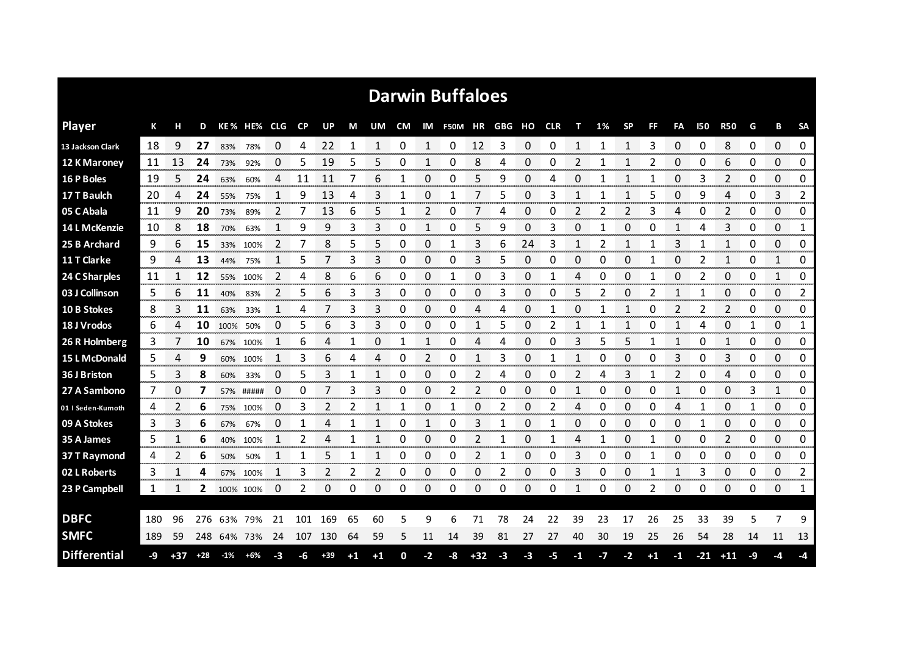# Darwin Buffaloes

| Player | K | H | D | KE% | HE% | CLG | CP | UP | M | UM | CM | IM | F50M | HR | GBG | HO | CLR | T | 1% | SP | FF | FA | I50 | R50 | G | B | SA |
|---|---|---|---|---|---|---|---|---|---|---|---|---|---|---|---|---|---|---|---|---|---|---|---|---|---|---|---|
| 13 Jackson Clark | 18 | 9 | **27** | 83% | 78% | 0 | 4 | 22 | 1 | 1 | 0 | 1 | 0 | 12 | 3 | 0 | 0 | 1 | 1 | 1 | 3 | 0 | 0 | 8 | 0 | 0 | 0 |
| 12 K Maroney | 11 | 13 | **24** | 73% | 92% | 0 | 5 | 19 | 5 | 5 | 0 | 1 | 0 | 8 | 4 | 0 | 0 | 2 | 1 | 1 | 2 | 0 | 0 | 6 | 0 | 0 | 0 |
| 16 P Boles | 19 | 5 | **24** | 63% | 60% | 4 | 11 | 11 | 7 | 6 | 1 | 0 | 0 | 5 | 9 | 0 | 4 | 0 | 1 | 1 | 1 | 0 | 3 | 2 | 0 | 0 | 0 |
| 17 T Baulch | 20 | 4 | **24** | 55% | 75% | 1 | 9 | 13 | 4 | 3 | 1 | 0 | 1 | 7 | 5 | 0 | 3 | 1 | 1 | 1 | 5 | 0 | 9 | 4 | 0 | 3 | 2 |
| 05 C Abala | 11 | 9 | **20** | 73% | 89% | 2 | 7 | 13 | 6 | 5 | 1 | 2 | 0 | 7 | 4 | 0 | 0 | 2 | 2 | 2 | 3 | 4 | 0 | 2 | 0 | 0 | 0 |
| 14 L McKenzie | 10 | 8 | **18** | 70% | 63% | 1 | 9 | 9 | 3 | 3 | 0 | 1 | 0 | 5 | 9 | 0 | 3 | 0 | 1 | 0 | 0 | 1 | 4 | 3 | 0 | 0 | 1 |
| 25 B Archard | 9 | 6 | **15** | 33% | 100% | 2 | 7 | 8 | 5 | 5 | 0 | 0 | 1 | 3 | 6 | 24 | 3 | 1 | 2 | 1 | 1 | 3 | 1 | 1 | 0 | 0 | 0 |
| 11 T Clarke | 9 | 4 | **13** | 44% | 75% | 1 | 5 | 7 | 3 | 3 | 0 | 0 | 0 | 3 | 5 | 0 | 0 | 0 | 0 | 0 | 1 | 0 | 2 | 1 | 0 | 1 | 0 |
| 24 C Sharples | 11 | 1 | **12** | 55% | 100% | 2 | 4 | 8 | 6 | 6 | 0 | 0 | 1 | 0 | 3 | 0 | 1 | 4 | 0 | 0 | 1 | 0 | 2 | 0 | 0 | 1 | 0 |
| 03 J Collinson | 5 | 6 | **11** | 40% | 83% | 2 | 5 | 6 | 3 | 3 | 0 | 0 | 0 | 0 | 3 | 0 | 0 | 5 | 2 | 0 | 2 | 1 | 1 | 0 | 0 | 0 | 2 |
| 10 B Stokes | 8 | 3 | **11** | 63% | 33% | 1 | 4 | 7 | 3 | 3 | 0 | 0 | 0 | 4 | 4 | 0 | 1 | 0 | 1 | 1 | 0 | 2 | 2 | 2 | 0 | 0 | 0 |
| 18 J Vrodos | 6 | 4 | **10** | 100% | 50% | 0 | 5 | 6 | 3 | 3 | 0 | 0 | 0 | 1 | 5 | 0 | 2 | 1 | 1 | 1 | 0 | 1 | 4 | 0 | 1 | 0 | 1 |
| 26 R Holmberg | 3 | 7 | **10** | 67% | 100% | 1 | 6 | 4 | 1 | 0 | 1 | 1 | 0 | 4 | 4 | 0 | 0 | 3 | 5 | 5 | 1 | 1 | 0 | 1 | 0 | 0 | 0 |
| 15 L McDonald | 5 | 4 | **9** | 60% | 100% | 1 | 3 | 6 | 4 | 4 | 0 | 2 | 0 | 1 | 3 | 0 | 1 | 1 | 0 | 0 | 0 | 3 | 0 | 3 | 0 | 0 | 0 |
| 36 J Briston | 5 | 3 | **8** | 60% | 33% | 0 | 5 | 3 | 1 | 1 | 0 | 0 | 0 | 2 | 4 | 0 | 0 | 2 | 4 | 3 | 1 | 2 | 0 | 4 | 0 | 0 | 0 |
| 27 A Sambono | 7 | 0 | **7** | 57% | ##### | 0 | 0 | 7 | 3 | 3 | 0 | 0 | 2 | 2 | 0 | 0 | 0 | 1 | 0 | 0 | 0 | 1 | 0 | 0 | 3 | 1 | 0 |
| 01 I Seden-Kumoth | 4 | 2 | **6** | 75% | 100% | 0 | 3 | 2 | 2 | 1 | 1 | 0 | 1 | 0 | 2 | 0 | 2 | 4 | 0 | 0 | 0 | 4 | 1 | 0 | 1 | 0 | 0 |
| 09 A Stokes | 3 | 3 | **6** | 67% | 67% | 0 | 1 | 4 | 1 | 1 | 0 | 1 | 0 | 3 | 1 | 0 | 1 | 0 | 0 | 0 | 0 | 0 | 1 | 0 | 0 | 0 | 0 |
| 35 A James | 5 | 1 | **6** | 40% | 100% | 1 | 2 | 4 | 1 | 1 | 0 | 0 | 0 | 2 | 1 | 0 | 1 | 4 | 1 | 0 | 1 | 0 | 0 | 2 | 0 | 0 | 0 |
| 37 T Raymond | 4 | 2 | **6** | 50% | 50% | 1 | 1 | 5 | 1 | 1 | 0 | 0 | 0 | 2 | 1 | 0 | 0 | 3 | 0 | 0 | 1 | 0 | 0 | 0 | 0 | 0 | 0 |
| 02 L Roberts | 3 | 1 | **4** | 67% | 100% | 1 | 3 | 2 | 2 | 2 | 0 | 0 | 0 | 0 | 2 | 0 | 0 | 3 | 0 | 0 | 1 | 1 | 3 | 0 | 0 | 0 | 2 |
| 23 P Campbell | 1 | 1 | **2** | 100% | 100% | 0 | 2 | 0 | 0 | 0 | 0 | 0 | 0 | 0 | 0 | 0 | 0 | 1 | 0 | 0 | 2 | 0 | 0 | 0 | 0 | 0 | 1 |
| **DBFC** | 180 | 96 | 276 | 63% | 79% | 21 | 101 | 169 | 65 | 60 | 5 | 9 | 6 | 71 | 78 | 24 | 22 | 39 | 23 | 17 | 26 | 25 | 33 | 39 | 5 | 7 | 9 |
| **SMFC** | 189 | 59 | 248 | 64% | 73% | 24 | 107 | 130 | 64 | 59 | 5 | 11 | 14 | 39 | 81 | 27 | 27 | 40 | 30 | 19 | 25 | 26 | 54 | 28 | 14 | 11 | 13 |
| **Differential** | -9 | +37 | +28 | -1% | +6% | -3 | -6 | +39 | +1 | +1 | 0 | -2 | -8 | +32 | -3 | -3 | -5 | -1 | -7 | -2 | +1 | -1 | -21 | +11 | -9 | -4 | -4 |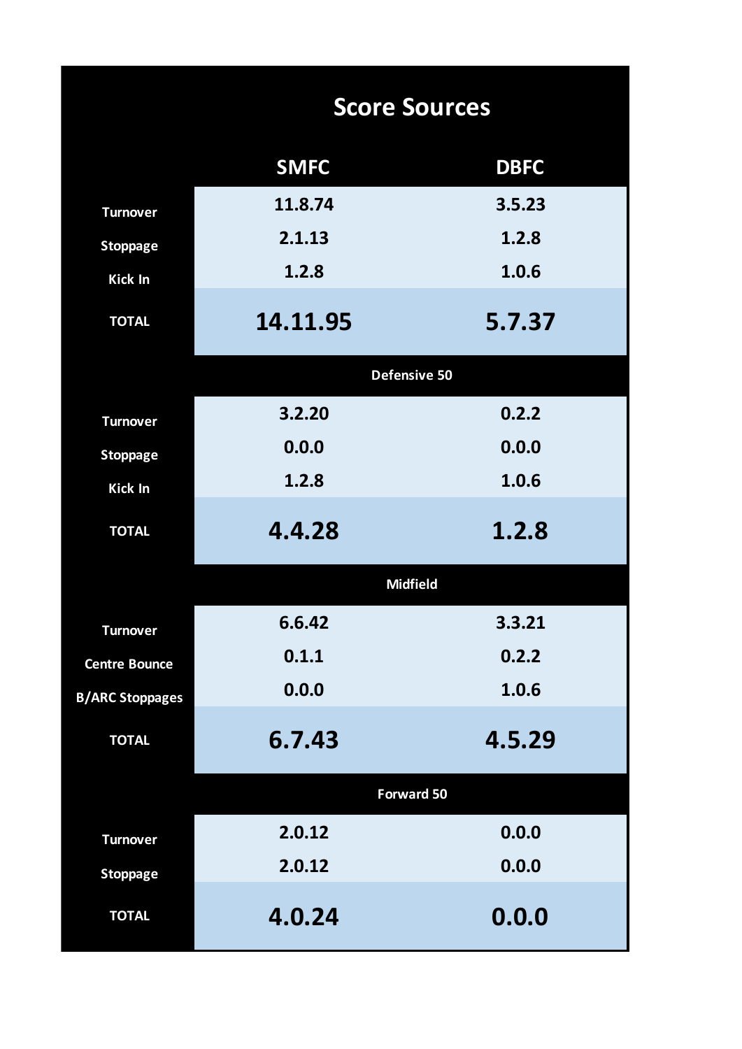## Score Sources

| | SMFC | DBFC |
|---|---|---|
| Turnover | 11.8.74 | 3.5.23 |
| Stoppage | 2.1.13 | 1.2.8 |
| Kick In | 1.2.8 | 1.0.6 |
| **TOTAL** | **14.11.95** | **5.7.37** |
| **Defensive 50** | | |
| Turnover | 3.2.20 | 0.2.2 |
| Stoppage | 0.0.0 | 0.0.0 |
| Kick In | 1.2.8 | 1.0.6 |
| **TOTAL** | **4.4.28** | **1.2.8** |
| **Midfield** | | |
| Turnover | 6.6.42 | 3.3.21 |
| Centre Bounce | 0.1.1 | 0.2.2 |
| B/ARC Stoppages | 0.0.0 | 1.0.6 |
| **TOTAL** | **6.7.43** | **4.5.29** |
| **Forward 50** | | |
| Turnover | 2.0.12 | 0.0.0 |
| Stoppage | 2.0.12 | 0.0.0 |
| **TOTAL** | **4.0.24** | **0.0.0** |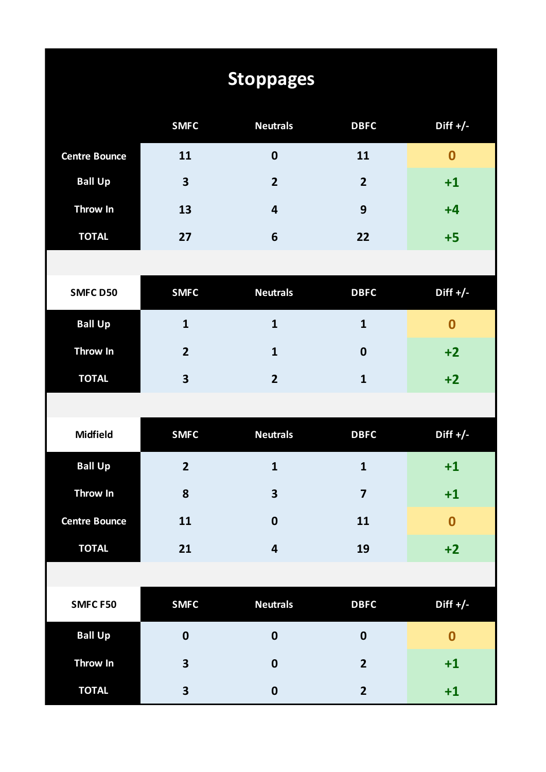# Stoppages

| | SMFC | Neutrals | DBFC | Diff +/- |
|---|---|---|---|---|
| Centre Bounce | 11 | 0 | 11 | 0 |
| Ball Up | 3 | 2 | 2 | +1 |
| Throw In | 13 | 4 | 9 | +4 |
| TOTAL | 27 | 6 | 22 | +5 |

| SMFC D50 | SMFC | Neutrals | DBFC | Diff +/- |
|---|---|---|---|---|
| Ball Up | 1 | 1 | 1 | 0 |
| Throw In | 2 | 1 | 0 | +2 |
| TOTAL | 3 | 2 | 1 | +2 |

| Midfield | SMFC | Neutrals | DBFC | Diff +/- |
|---|---|---|---|---|
| Ball Up | 2 | 1 | 1 | +1 |
| Throw In | 8 | 3 | 7 | +1 |
| Centre Bounce | 11 | 0 | 11 | 0 |
| TOTAL | 21 | 4 | 19 | +2 |

| SMFC F50 | SMFC | Neutrals | DBFC | Diff +/- |
|---|---|---|---|---|
| Ball Up | 0 | 0 | 0 | 0 |
| Throw In | 3 | 0 | 2 | +1 |
| TOTAL | 3 | 0 | 2 | +1 |